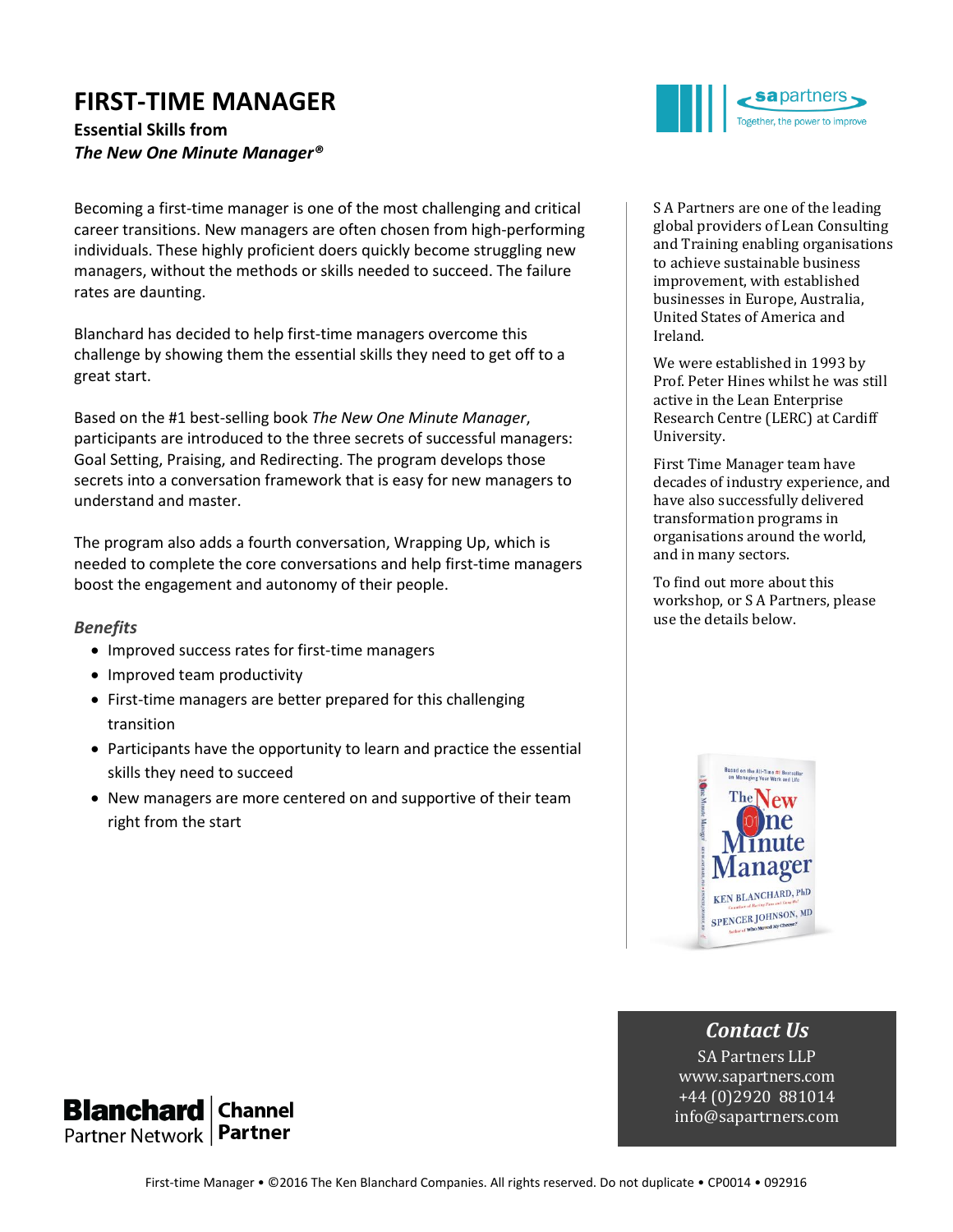# FIRST-TIME MANAGER

**Essential Skills from**
***The New One Minute Manager®***

Becoming a first-time manager is one of the most challenging and critical career transitions. New managers are often chosen from high-performing individuals. These highly proficient doers quickly become struggling new managers, without the methods or skills needed to succeed. The failure rates are daunting.

Blanchard has decided to help first-time managers overcome this challenge by showing them the essential skills they need to get off to a great start.

Based on the #1 best-selling book *The New One Minute Manager*, participants are introduced to the three secrets of successful managers: Goal Setting, Praising, and Redirecting. The program develops those secrets into a conversation framework that is easy for new managers to understand and master.

The program also adds a fourth conversation, Wrapping Up, which is needed to complete the core conversations and help first-time managers boost the engagement and autonomy of their people.

### *Benefits*

- Improved success rates for first-time managers
- Improved team productivity
- First-time managers are better prepared for this challenging transition
- Participants have the opportunity to learn and practice the essential skills they need to succeed
- New managers are more centered on and supportive of their team right from the start

S A Partners are one of the leading global providers of Lean Consulting and Training enabling organisations to achieve sustainable business improvement, with established businesses in Europe, Australia, United States of America and Ireland.

We were established in 1993 by Prof. Peter Hines whilst he was still active in the Lean Enterprise Research Centre (LERC) at Cardiff University.

First Time Manager team have decades of industry experience, and have also successfully delivered transformation programs in organisations around the world, and in many sectors.

To find out more about this workshop, or S A Partners, please use the details below.

### *Contact Us*

SA Partners LLP
www.sapartners.com
+44 (0)2920 881014
info@sapartrners.com

Blanchard Partner Network | Channel Partner

First-time Manager • ©2016 The Ken Blanchard Companies. All rights reserved. Do not duplicate • CP0014 • 092916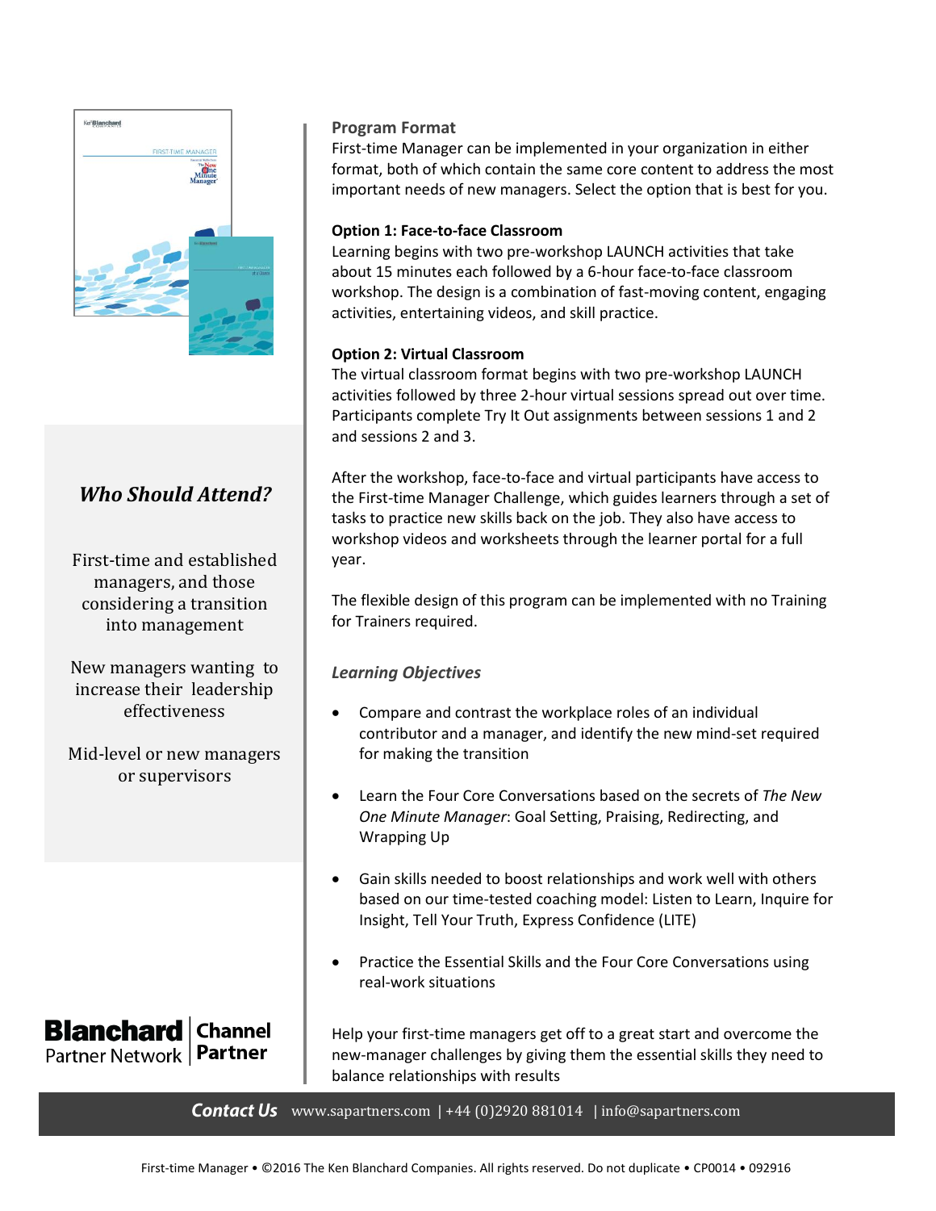## Who Should Attend?

First-time and established managers, and those considering a transition into management

New managers wanting to increase their leadership effectiveness

Mid-level or new managers or supervisors

**Blanchard** Partner Network | **Channel Partner**

## Program Format

First-time Manager can be implemented in your organization in either format, both of which contain the same core content to address the most important needs of new managers. Select the option that is best for you.

**Option 1: Face-to-face Classroom**

Learning begins with two pre-workshop LAUNCH activities that take about 15 minutes each followed by a 6-hour face-to-face classroom workshop. The design is a combination of fast-moving content, engaging activities, entertaining videos, and skill practice.

**Option 2: Virtual Classroom**

The virtual classroom format begins with two pre-workshop LAUNCH activities followed by three 2-hour virtual sessions spread out over time. Participants complete Try It Out assignments between sessions 1 and 2 and sessions 2 and 3.

After the workshop, face-to-face and virtual participants have access to the First-time Manager Challenge, which guides learners through a set of tasks to practice new skills back on the job. They also have access to workshop videos and worksheets through the learner portal for a full year.

The flexible design of this program can be implemented with no Training for Trainers required.

## *Learning Objectives*

- Compare and contrast the workplace roles of an individual contributor and a manager, and identify the new mind-set required for making the transition
- Learn the Four Core Conversations based on the secrets of *The New One Minute Manager*: Goal Setting, Praising, Redirecting, and Wrapping Up
- Gain skills needed to boost relationships and work well with others based on our time-tested coaching model: Listen to Learn, Inquire for Insight, Tell Your Truth, Express Confidence (LITE)
- Practice the Essential Skills and the Four Core Conversations using real-work situations

Help your first-time managers get off to a great start and overcome the new-manager challenges by giving them the essential skills they need to balance relationships with results

***Contact Us*** www.sapartners.com | +44 (0)2920 881014 | info@sapartners.com

First-time Manager • ©2016 The Ken Blanchard Companies. All rights reserved. Do not duplicate • CP0014 • 092916